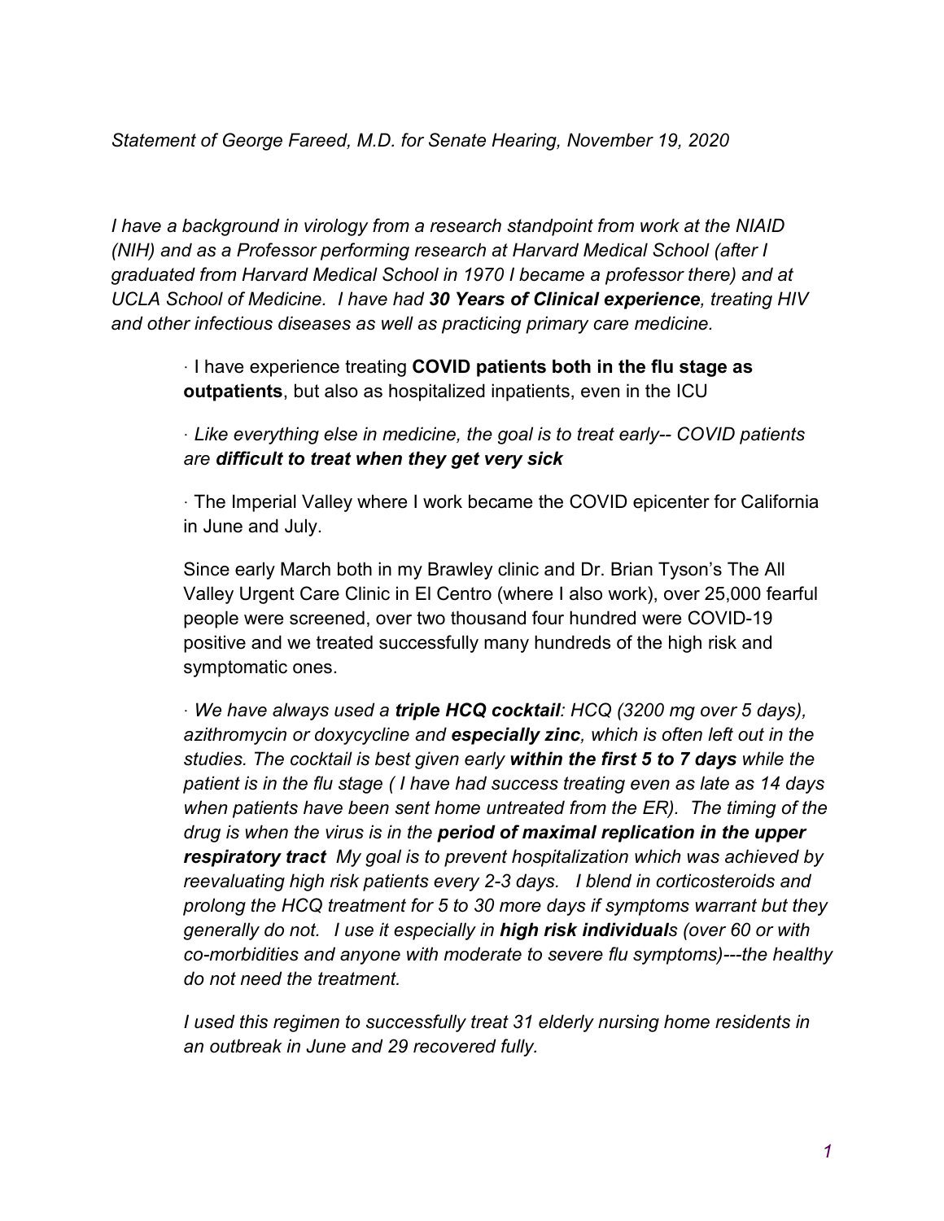*Statement of George Fareed, M.D. for Senate Hearing, November 19, 2020*

*I have a background in virology from a research standpoint from work at the NIAID (NIH) and as a Professor performing research at Harvard Medical School (after I graduated from Harvard Medical School in 1970 I became a professor there) and at UCLA School of Medicine. I have had **30 Years of Clinical experience**, treating HIV and other infectious diseases as well as practicing primary care medicine.*

> · I have experience treating **COVID patients both in the flu stage as outpatients**, but also as hospitalized inpatients, even in the ICU
>
> · *Like everything else in medicine, the goal is to treat early-- COVID patients are **difficult to treat when they get very sick***
>
> · The Imperial Valley where I work became the COVID epicenter for California in June and July.
>
> Since early March both in my Brawley clinic and Dr. Brian Tyson's The All Valley Urgent Care Clinic in El Centro (where I also work), over 25,000 fearful people were screened, over two thousand four hundred were COVID-19 positive and we treated successfully many hundreds of the high risk and symptomatic ones.
>
> · *We have always used a **triple HCQ cocktail**: HCQ (3200 mg over 5 days), azithromycin or doxycycline and **especially zinc**, which is often left out in the studies. The cocktail is best given early **within the first 5 to 7 days** while the patient is in the flu stage ( I have had success treating even as late as 14 days when patients have been sent home untreated from the ER). The timing of the drug is when the virus is in the **period of maximal replication in the upper respiratory tract** My goal is to prevent hospitalization which was achieved by reevaluating high risk patients every 2-3 days. I blend in corticosteroids and prolong the HCQ treatment for 5 to 30 more days if symptoms warrant but they generally do not. I use it especially in **high risk individual**s (over 60 or with co-morbidities and anyone with moderate to severe flu symptoms)---the healthy do not need the treatment.*
>
> *I used this regimen to successfully treat 31 elderly nursing home residents in an outbreak in June and 29 recovered fully.*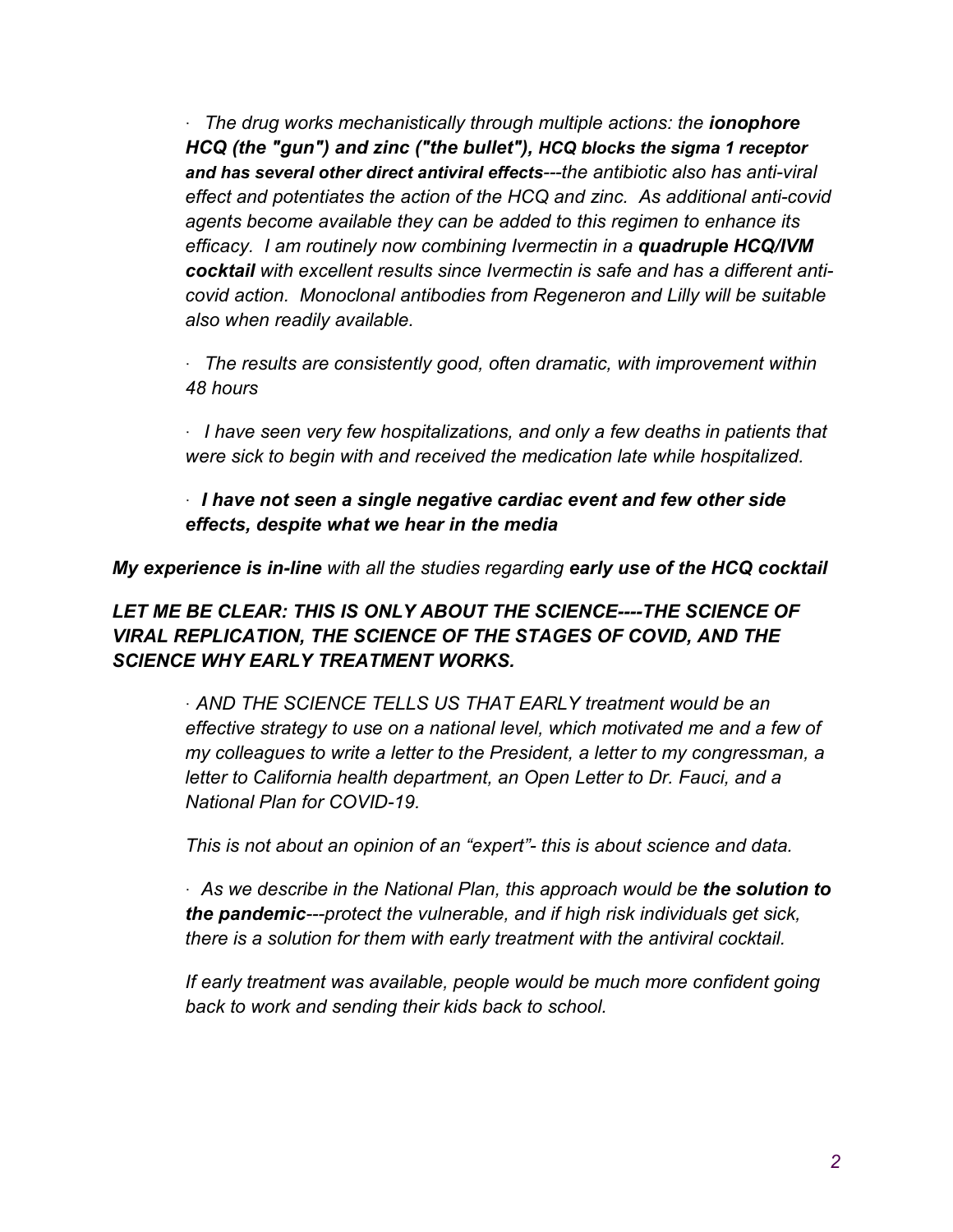- *The drug works mechanistically through multiple actions: the* ***ionophore HCQ (the "gun") and zinc ("the bullet"), HCQ blocks the sigma 1 receptor and has several other direct antiviral effects****---the antibiotic also has anti-viral effect and potentiates the action of the HCQ and zinc. As additional anti-covid agents become available they can be added to this regimen to enhance its efficacy. I am routinely now combining Ivermectin in a* ***quadruple HCQ/IVM cocktail*** *with excellent results since Ivermectin is safe and has a different anti-covid action. Monoclonal antibodies from Regeneron and Lilly will be suitable also when readily available.*

- *The results are consistently good, often dramatic, with improvement within 48 hours*

- *I have seen very few hospitalizations, and only a few deaths in patients that were sick to begin with and received the medication late while hospitalized.*

- ***I have not seen a single negative cardiac event and few other side effects, despite what we hear in the media***

***My experience is in-line*** *with all the studies regarding* ***early use of the HCQ cocktail***

***LET ME BE CLEAR: THIS IS ONLY ABOUT THE SCIENCE----THE SCIENCE OF VIRAL REPLICATION, THE SCIENCE OF THE STAGES OF COVID, AND THE SCIENCE WHY EARLY TREATMENT WORKS.***

- *AND THE SCIENCE TELLS US THAT EARLY treatment would be an effective strategy to use on a national level, which motivated me and a few of my colleagues to write a letter to the President, a letter to my congressman, a letter to California health department, an Open Letter to Dr. Fauci, and a National Plan for COVID-19.*

*This is not about an opinion of an "expert"- this is about science and data.*

- *As we describe in the National Plan, this approach would be* ***the solution to the pandemic****---protect the vulnerable, and if high risk individuals get sick, there is a solution for them with early treatment with the antiviral cocktail.*

*If early treatment was available, people would be much more confident going back to work and sending their kids back to school.*